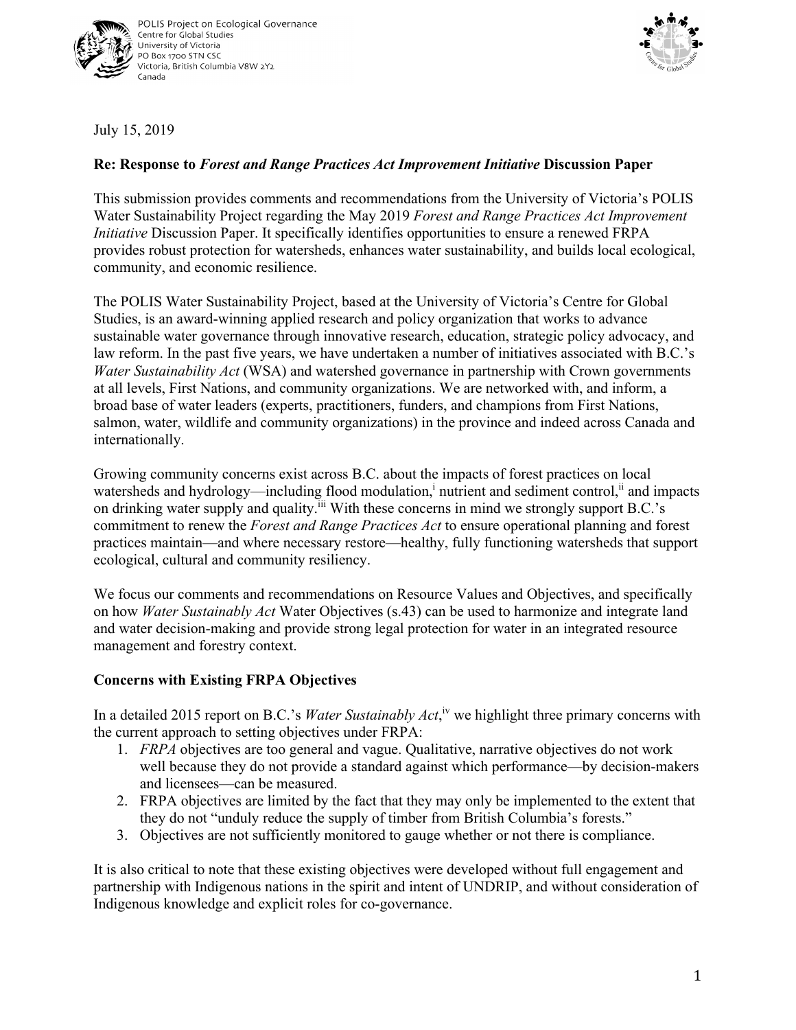POLIS Project on Ecological Governance
Centre for Global Studies
University of Victoria
PO Box 1700 STN CSC
Victoria, British Columbia V8W 2Y2
Canada

July 15, 2019

**Re: Response to *Forest and Range Practices Act Improvement Initiative* Discussion Paper**

This submission provides comments and recommendations from the University of Victoria's POLIS Water Sustainability Project regarding the May 2019 *Forest and Range Practices Act Improvement Initiative* Discussion Paper. It specifically identifies opportunities to ensure a renewed FRPA provides robust protection for watersheds, enhances water sustainability, and builds local ecological, community, and economic resilience.

The POLIS Water Sustainability Project, based at the University of Victoria's Centre for Global Studies, is an award-winning applied research and policy organization that works to advance sustainable water governance through innovative research, education, strategic policy advocacy, and law reform. In the past five years, we have undertaken a number of initiatives associated with B.C.'s *Water Sustainability Act* (WSA) and watershed governance in partnership with Crown governments at all levels, First Nations, and community organizations. We are networked with, and inform, a broad base of water leaders (experts, practitioners, funders, and champions from First Nations, salmon, water, wildlife and community organizations) in the province and indeed across Canada and internationally.

Growing community concerns exist across B.C. about the impacts of forest practices on local watersheds and hydrology—including flood modulation,[i] nutrient and sediment control,[ii] and impacts on drinking water supply and quality.[iii] With these concerns in mind we strongly support B.C.'s commitment to renew the *Forest and Range Practices Act* to ensure operational planning and forest practices maintain—and where necessary restore—healthy, fully functioning watersheds that support ecological, cultural and community resiliency.

We focus our comments and recommendations on Resource Values and Objectives, and specifically on how *Water Sustainably Act* Water Objectives (s.43) can be used to harmonize and integrate land and water decision-making and provide strong legal protection for water in an integrated resource management and forestry context.

**Concerns with Existing FRPA Objectives**

In a detailed 2015 report on B.C.'s *Water Sustainably Act*,[iv] we highlight three primary concerns with the current approach to setting objectives under FRPA:

1. *FRPA* objectives are too general and vague. Qualitative, narrative objectives do not work well because they do not provide a standard against which performance—by decision-makers and licensees—can be measured.
2. FRPA objectives are limited by the fact that they may only be implemented to the extent that they do not "unduly reduce the supply of timber from British Columbia's forests."
3. Objectives are not sufficiently monitored to gauge whether or not there is compliance.

It is also critical to note that these existing objectives were developed without full engagement and partnership with Indigenous nations in the spirit and intent of UNDRIP, and without consideration of Indigenous knowledge and explicit roles for co-governance.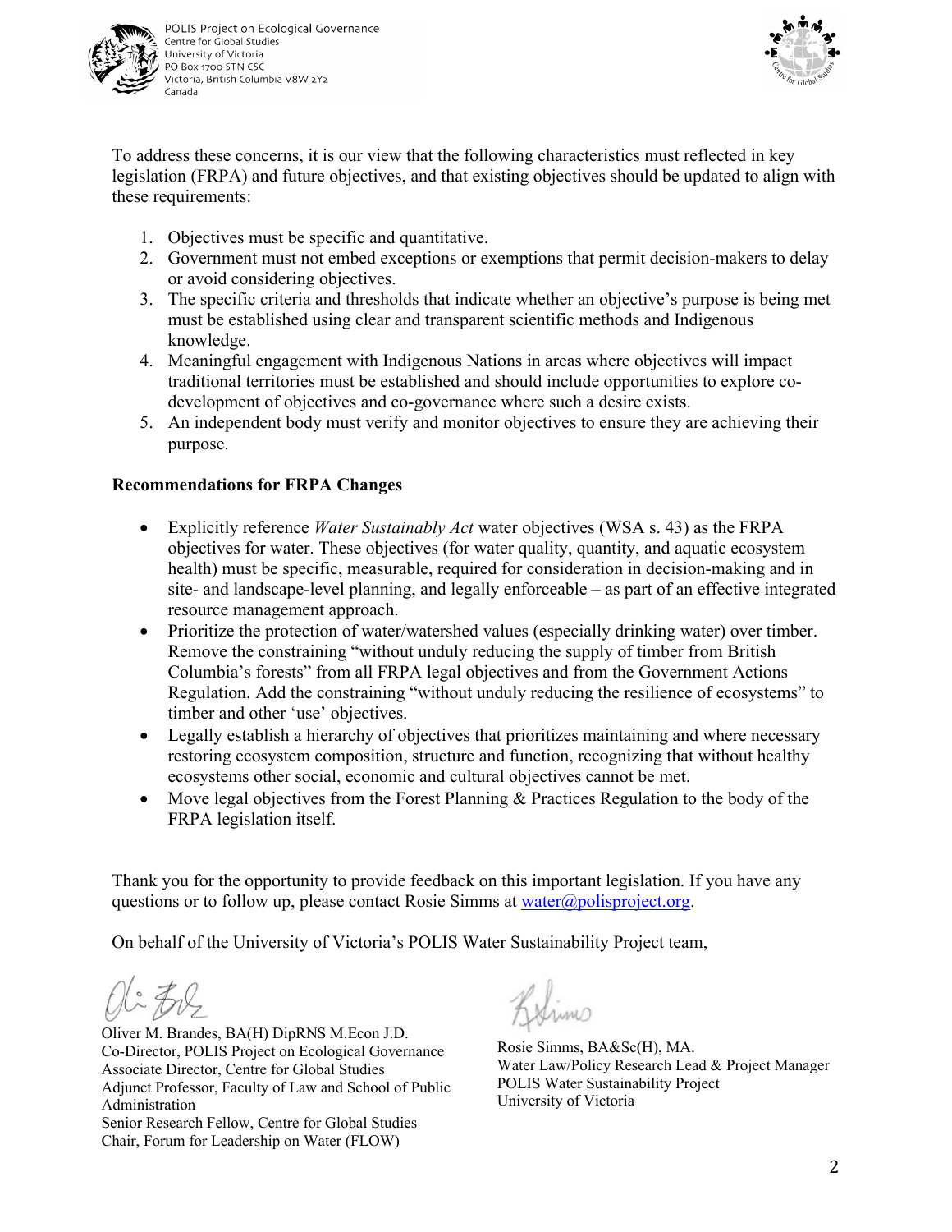To address these concerns, it is our view that the following characteristics must reflected in key legislation (FRPA) and future objectives, and that existing objectives should be updated to align with these requirements:

1. Objectives must be specific and quantitative.
2. Government must not embed exceptions or exemptions that permit decision-makers to delay or avoid considering objectives.
3. The specific criteria and thresholds that indicate whether an objective's purpose is being met must be established using clear and transparent scientific methods and Indigenous knowledge.
4. Meaningful engagement with Indigenous Nations in areas where objectives will impact traditional territories must be established and should include opportunities to explore co-development of objectives and co-governance where such a desire exists.
5. An independent body must verify and monitor objectives to ensure they are achieving their purpose.

**Recommendations for FRPA Changes**

- Explicitly reference *Water Sustainably Act* water objectives (WSA s. 43) as the FRPA objectives for water. These objectives (for water quality, quantity, and aquatic ecosystem health) must be specific, measurable, required for consideration in decision-making and in site- and landscape-level planning, and legally enforceable – as part of an effective integrated resource management approach.
- Prioritize the protection of water/watershed values (especially drinking water) over timber. Remove the constraining "without unduly reducing the supply of timber from British Columbia's forests" from all FRPA legal objectives and from the Government Actions Regulation. Add the constraining "without unduly reducing the resilience of ecosystems" to timber and other 'use' objectives.
- Legally establish a hierarchy of objectives that prioritizes maintaining and where necessary restoring ecosystem composition, structure and function, recognizing that without healthy ecosystems other social, economic and cultural objectives cannot be met.
- Move legal objectives from the Forest Planning & Practices Regulation to the body of the FRPA legislation itself.

Thank you for the opportunity to provide feedback on this important legislation. If you have any questions or to follow up, please contact Rosie Simms at water@polisproject.org.

On behalf of the University of Victoria's POLIS Water Sustainability Project team,

Oliver M. Brandes, BA(H) DipRNS M.Econ J.D.
Co-Director, POLIS Project on Ecological Governance
Associate Director, Centre for Global Studies
Adjunct Professor, Faculty of Law and School of Public Administration
Senior Research Fellow, Centre for Global Studies
Chair, Forum for Leadership on Water (FLOW)

Rosie Simms, BA&Sc(H), MA.
Water Law/Policy Research Lead & Project Manager
POLIS Water Sustainability Project
University of Victoria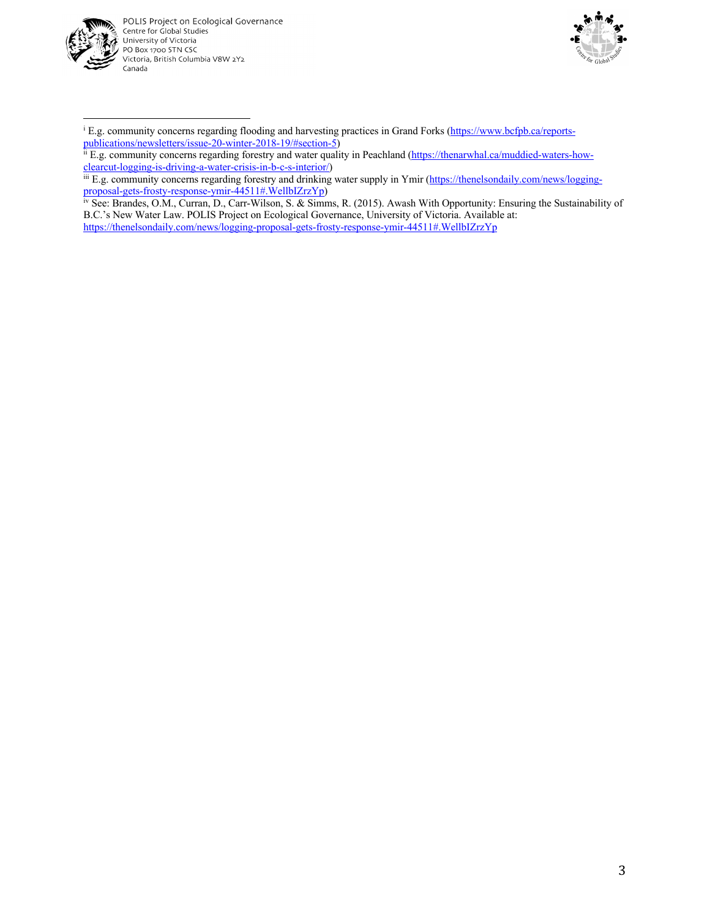[i] E.g. community concerns regarding flooding and harvesting practices in Grand Forks (https://www.bcfpb.ca/reports-publications/newsletters/issue-20-winter-2018-19/#section-5)

[ii] E.g. community concerns regarding forestry and water quality in Peachland (https://thenarwhal.ca/muddied-waters-how-clearcut-logging-is-driving-a-water-crisis-in-b-c-s-interior/)

[iii] E.g. community concerns regarding forestry and drinking water supply in Ymir (https://thenelsondaily.com/news/logging-proposal-gets-frosty-response-ymir-44511#.WellbIZrzYp)

[iv] See: Brandes, O.M., Curran, D., Carr-Wilson, S. & Simms, R. (2015). Awash With Opportunity: Ensuring the Sustainability of B.C.'s New Water Law. POLIS Project on Ecological Governance, University of Victoria. Available at: https://thenelsondaily.com/news/logging-proposal-gets-frosty-response-ymir-44511#.WellbIZrzYp